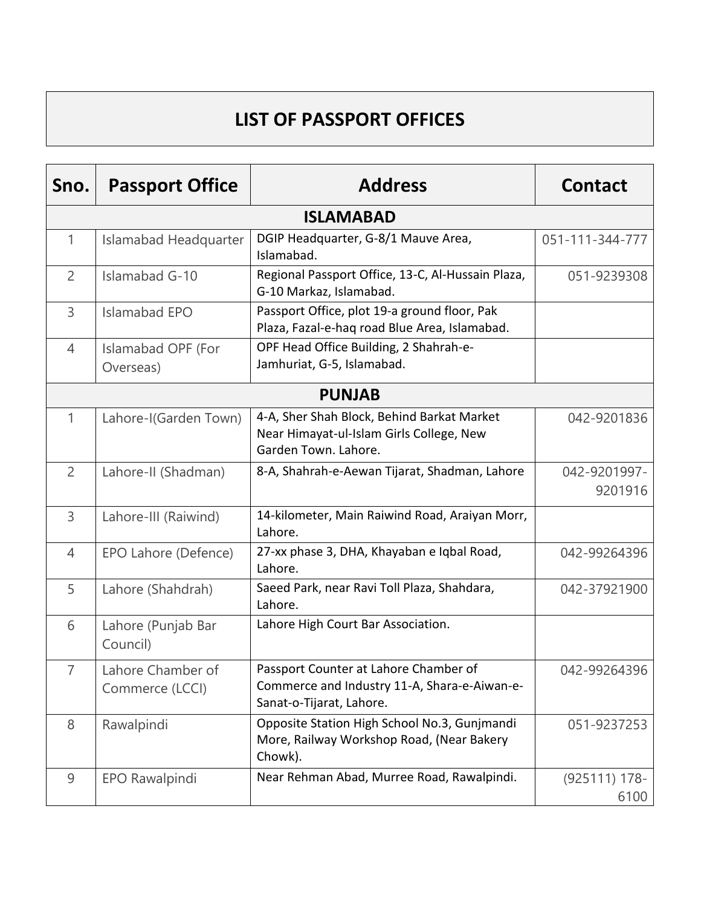# LIST OF PASSPORT OFFICES

| Sno. | Passport Office | Address | Contact |
|---|---|---|---|
| **ISLAMABAD** | | | |
| 1 | Islamabad Headquarter | DGIP Headquarter, G-8/1 Mauve Area, Islamabad. | 051-111-344-777 |
| 2 | Islamabad G-10 | Regional Passport Office, 13-C, Al-Hussain Plaza, G-10 Markaz, Islamabad. | 051-9239308 |
| 3 | Islamabad EPO | Passport Office, plot 19-a ground floor, Pak Plaza, Fazal-e-haq road Blue Area, Islamabad. | |
| 4 | Islamabad OPF (For Overseas) | OPF Head Office Building, 2 Shahrah-e-Jamhuriat, G-5, Islamabad. | |
| **PUNJAB** | | | |
| 1 | Lahore-I(Garden Town) | 4-A, Sher Shah Block, Behind Barkat Market Near Himayat-ul-Islam Girls College, New Garden Town. Lahore. | 042-9201836 |
| 2 | Lahore-II (Shadman) | 8-A, Shahrah-e-Aewan Tijarat, Shadman, Lahore | 042-9201997-9201916 |
| 3 | Lahore-III (Raiwind) | 14-kilometer, Main Raiwind Road, Araiyan Morr, Lahore. | |
| 4 | EPO Lahore (Defence) | 27-xx phase 3, DHA, Khayaban e Iqbal Road, Lahore. | 042-99264396 |
| 5 | Lahore (Shahdrah) | Saeed Park, near Ravi Toll Plaza, Shahdara, Lahore. | 042-37921900 |
| 6 | Lahore (Punjab Bar Council) | Lahore High Court Bar Association. | |
| 7 | Lahore Chamber of Commerce (LCCI) | Passport Counter at Lahore Chamber of Commerce and Industry 11-A, Shara-e-Aiwan-e-Sanat-o-Tijarat, Lahore. | 042-99264396 |
| 8 | Rawalpindi | Opposite Station High School No.3, Gunjmandi More, Railway Workshop Road, (Near Bakery Chowk). | 051-9237253 |
| 9 | EPO Rawalpindi | Near Rehman Abad, Murree Road, Rawalpindi. | (925111) 178-6100 |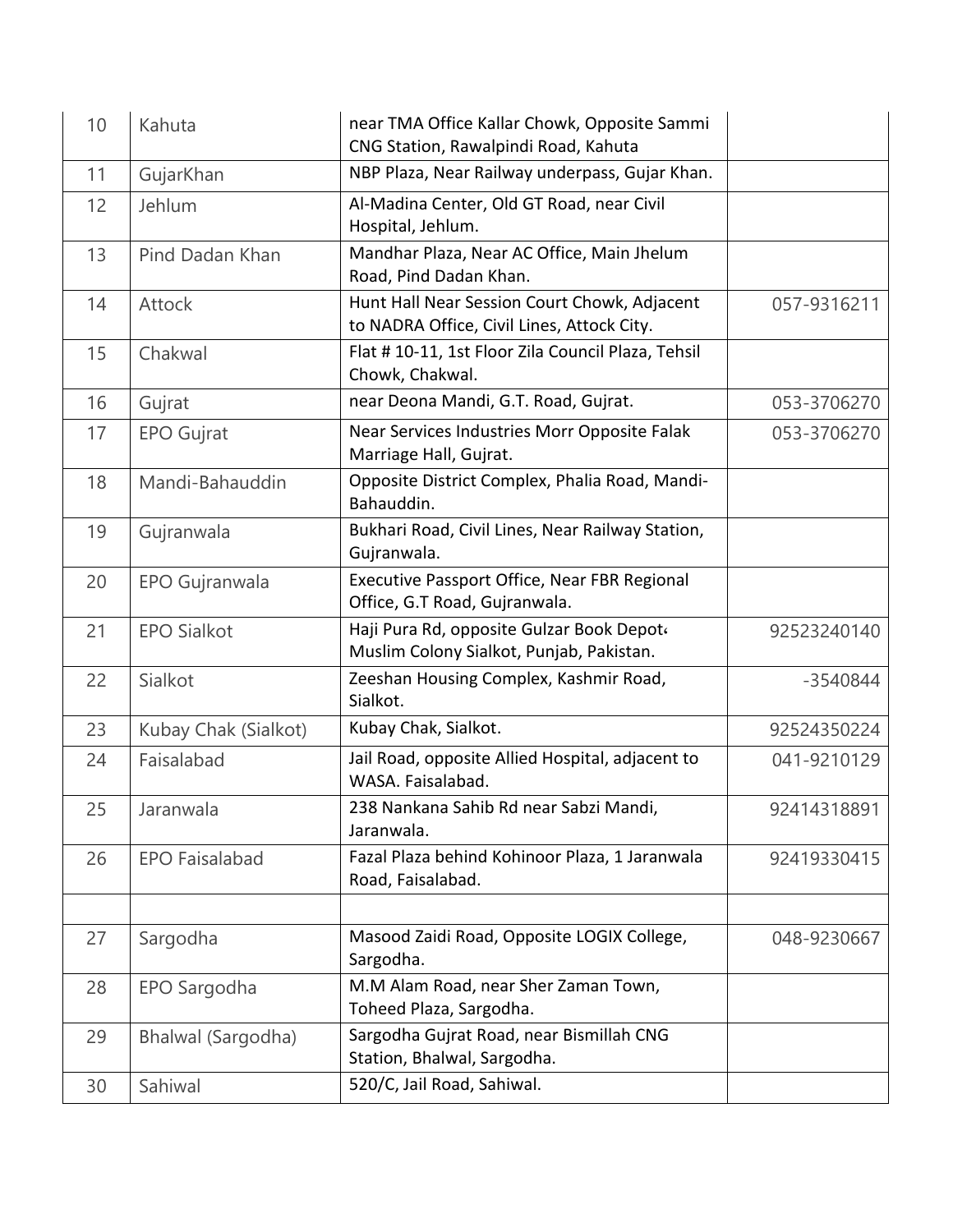| 10 | Kahuta | near TMA Office Kallar Chowk, Opposite Sammi CNG Station, Rawalpindi Road, Kahuta | |
|---|---|---|---|
| 11 | GujarKhan | NBP Plaza, Near Railway underpass, Gujar Khan. | |
| 12 | Jehlum | Al-Madina Center, Old GT Road, near Civil Hospital, Jehlum. | |
| 13 | Pind Dadan Khan | Mandhar Plaza, Near AC Office, Main Jhelum Road, Pind Dadan Khan. | |
| 14 | Attock | Hunt Hall Near Session Court Chowk, Adjacent to NADRA Office, Civil Lines, Attock City. | 057-9316211 |
| 15 | Chakwal | Flat # 10-11, 1st Floor Zila Council Plaza, Tehsil Chowk, Chakwal. | |
| 16 | Gujrat | near Deona Mandi, G.T. Road, Gujrat. | 053-3706270 |
| 17 | EPO Gujrat | Near Services Industries Morr Opposite Falak Marriage Hall, Gujrat. | 053-3706270 |
| 18 | Mandi-Bahauddin | Opposite District Complex, Phalia Road, Mandi-Bahauddin. | |
| 19 | Gujranwala | Bukhari Road, Civil Lines, Near Railway Station, Gujranwala. | |
| 20 | EPO Gujranwala | Executive Passport Office, Near FBR Regional Office, G.T Road, Gujranwala. | |
| 21 | EPO Sialkot | Haji Pura Rd, opposite Gulzar Book Depot، Muslim Colony Sialkot, Punjab, Pakistan. | 92523240140 |
| 22 | Sialkot | Zeeshan Housing Complex, Kashmir Road, Sialkot. | -3540844 |
| 23 | Kubay Chak (Sialkot) | Kubay Chak, Sialkot. | 92524350224 |
| 24 | Faisalabad | Jail Road, opposite Allied Hospital, adjacent to WASA. Faisalabad. | 041-9210129 |
| 25 | Jaranwala | 238 Nankana Sahib Rd near Sabzi Mandi, Jaranwala. | 92414318891 |
| 26 | EPO Faisalabad | Fazal Plaza behind Kohinoor Plaza, 1 Jaranwala Road, Faisalabad. | 92419330415 |
| | | | |
| 27 | Sargodha | Masood Zaidi Road, Opposite LOGIX College, Sargodha. | 048-9230667 |
| 28 | EPO Sargodha | M.M Alam Road, near Sher Zaman Town, Toheed Plaza, Sargodha. | |
| 29 | Bhalwal (Sargodha) | Sargodha Gujrat Road, near Bismillah CNG Station, Bhalwal, Sargodha. | |
| 30 | Sahiwal | 520/C, Jail Road, Sahiwal. | |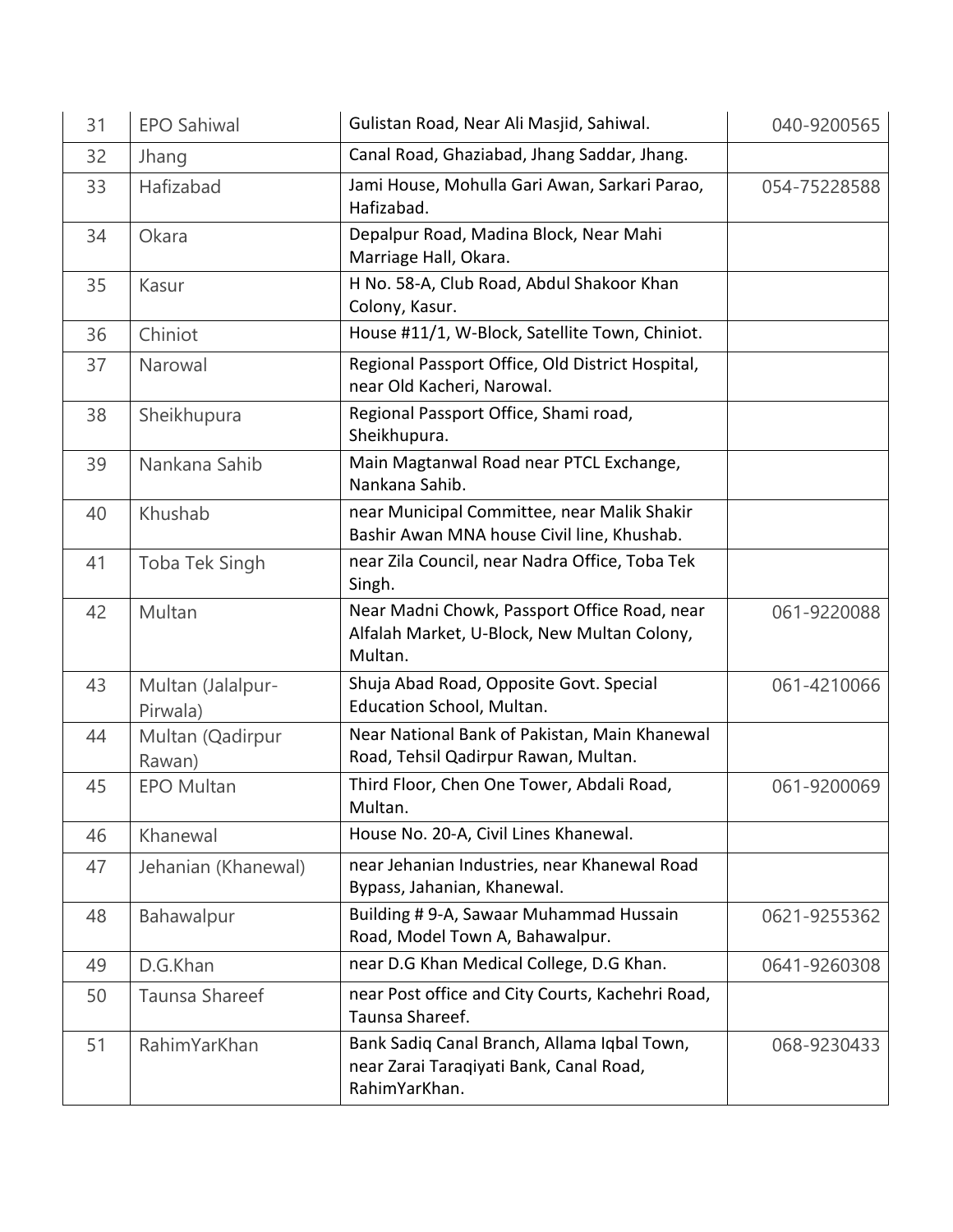| 31 | EPO Sahiwal | Gulistan Road, Near Ali Masjid, Sahiwal. | 040-9200565 |
|---|---|---|---|
| 32 | Jhang | Canal Road, Ghaziabad, Jhang Saddar, Jhang. | |
| 33 | Hafizabad | Jami House, Mohulla Gari Awan, Sarkari Parao, Hafizabad. | 054-75228588 |
| 34 | Okara | Depalpur Road, Madina Block, Near Mahi Marriage Hall, Okara. | |
| 35 | Kasur | H No. 58-A, Club Road, Abdul Shakoor Khan Colony, Kasur. | |
| 36 | Chiniot | House #11/1, W-Block, Satellite Town, Chiniot. | |
| 37 | Narowal | Regional Passport Office, Old District Hospital, near Old Kacheri, Narowal. | |
| 38 | Sheikhupura | Regional Passport Office, Shami road, Sheikhupura. | |
| 39 | Nankana Sahib | Main Magtanwal Road near PTCL Exchange, Nankana Sahib. | |
| 40 | Khushab | near Municipal Committee, near Malik Shakir Bashir Awan MNA house Civil line, Khushab. | |
| 41 | Toba Tek Singh | near Zila Council, near Nadra Office, Toba Tek Singh. | |
| 42 | Multan | Near Madni Chowk, Passport Office Road, near Alfalah Market, U-Block, New Multan Colony, Multan. | 061-9220088 |
| 43 | Multan (Jalalpur-Pirwala) | Shuja Abad Road, Opposite Govt. Special Education School, Multan. | 061-4210066 |
| 44 | Multan (Qadirpur Rawan) | Near National Bank of Pakistan, Main Khanewal Road, Tehsil Qadirpur Rawan, Multan. | |
| 45 | EPO Multan | Third Floor, Chen One Tower, Abdali Road, Multan. | 061-9200069 |
| 46 | Khanewal | House No. 20-A, Civil Lines Khanewal. | |
| 47 | Jehanian (Khanewal) | near Jehanian Industries, near Khanewal Road Bypass, Jahanian, Khanewal. | |
| 48 | Bahawalpur | Building # 9-A, Sawaar Muhammad Hussain Road, Model Town A, Bahawalpur. | 0621-9255362 |
| 49 | D.G.Khan | near D.G Khan Medical College, D.G Khan. | 0641-9260308 |
| 50 | Taunsa Shareef | near Post office and City Courts, Kachehri Road, Taunsa Shareef. | |
| 51 | RahimYarKhan | Bank Sadiq Canal Branch, Allama Iqbal Town, near Zarai Taraqiyati Bank, Canal Road, RahimYarKhan. | 068-9230433 |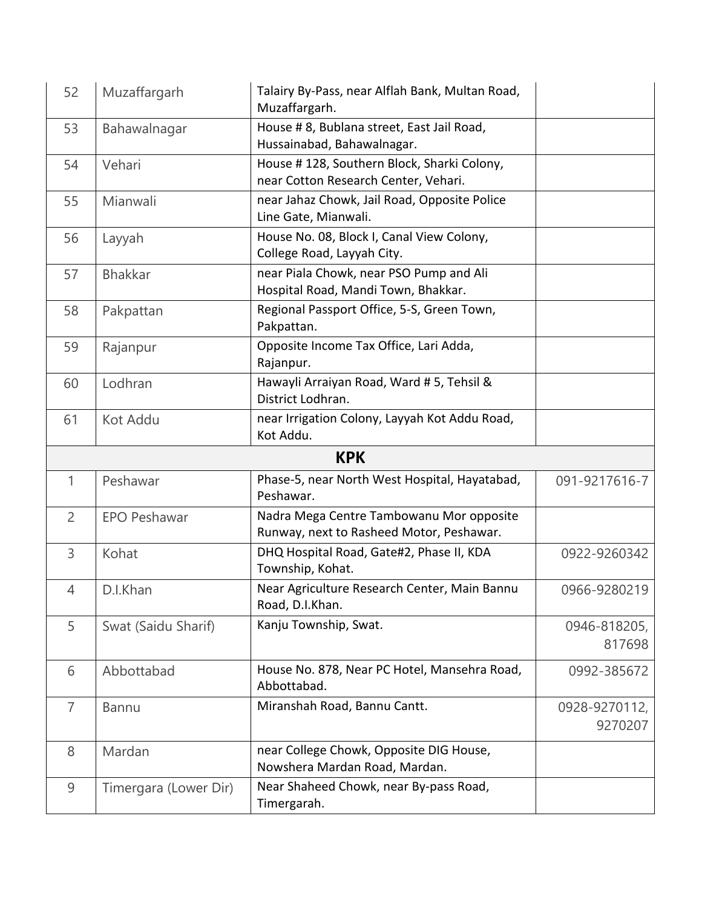| 52 | Muzaffargarh | Talairy By-Pass, near Alflah Bank, Multan Road, Muzaffargarh. | |
|---|---|---|---|
| 53 | Bahawalnagar | House # 8, Bublana street, East Jail Road, Hussainabad, Bahawalnagar. | |
| 54 | Vehari | House # 128, Southern Block, Sharki Colony, near Cotton Research Center, Vehari. | |
| 55 | Mianwali | near Jahaz Chowk, Jail Road, Opposite Police Line Gate, Mianwali. | |
| 56 | Layyah | House No. 08, Block I, Canal View Colony, College Road, Layyah City. | |
| 57 | Bhakkar | near Piala Chowk, near PSO Pump and Ali Hospital Road, Mandi Town, Bhakkar. | |
| 58 | Pakpattan | Regional Passport Office, 5-S, Green Town, Pakpattan. | |
| 59 | Rajanpur | Opposite Income Tax Office, Lari Adda, Rajanpur. | |
| 60 | Lodhran | Hawayli Arraiyan Road, Ward # 5, Tehsil & District Lodhran. | |
| 61 | Kot Addu | near Irrigation Colony, Layyah Kot Addu Road, Kot Addu. | |
| | | **KPK** | |
| 1 | Peshawar | Phase-5, near North West Hospital, Hayatabad, Peshawar. | 091-9217616-7 |
| 2 | EPO Peshawar | Nadra Mega Centre Tambowanu Mor opposite Runway, next to Rasheed Motor, Peshawar. | |
| 3 | Kohat | DHQ Hospital Road, Gate#2, Phase II, KDA Township, Kohat. | 0922-9260342 |
| 4 | D.I.Khan | Near Agriculture Research Center, Main Bannu Road, D.I.Khan. | 0966-9280219 |
| 5 | Swat (Saidu Sharif) | Kanju Township, Swat. | 0946-818205, 817698 |
| 6 | Abbottabad | House No. 878, Near PC Hotel, Mansehra Road, Abbottabad. | 0992-385672 |
| 7 | Bannu | Miranshah Road, Bannu Cantt. | 0928-9270112, 9270207 |
| 8 | Mardan | near College Chowk, Opposite DIG House, Nowshera Mardan Road, Mardan. | |
| 9 | Timergara (Lower Dir) | Near Shaheed Chowk, near By-pass Road, Timergarah. | |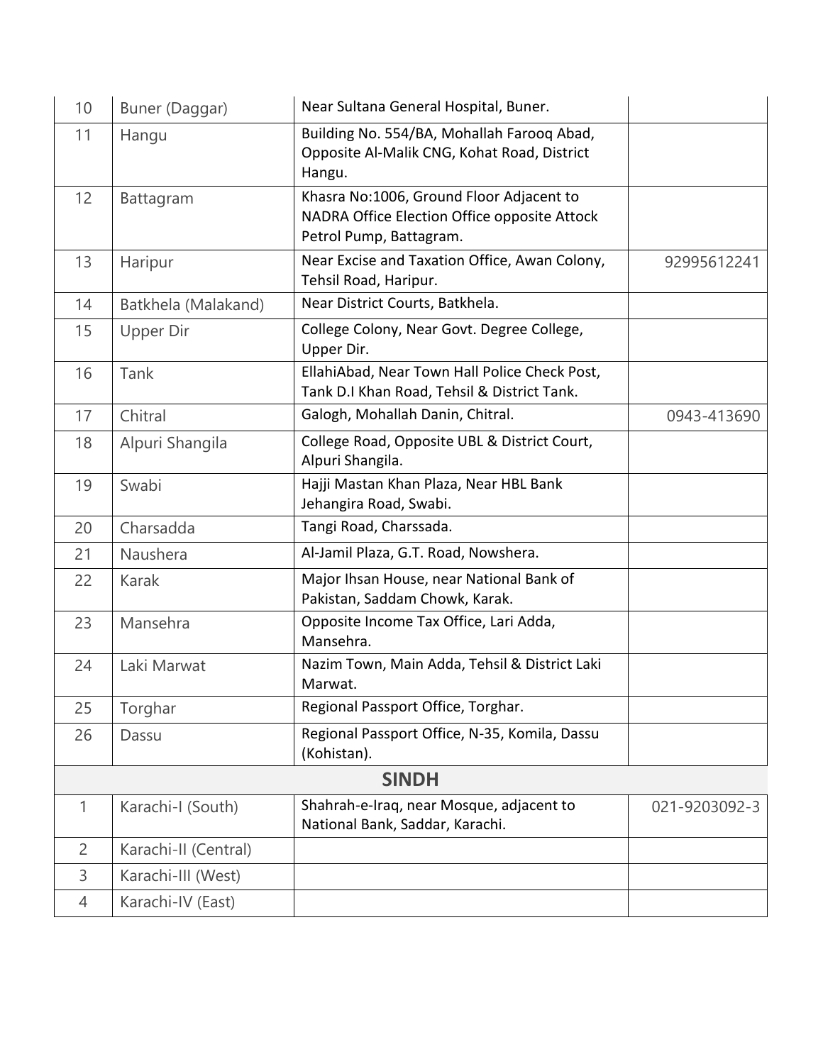| | | | |
|---|---|---|---|
| 10 | Buner (Daggar) | Near Sultana General Hospital, Buner. | |
| 11 | Hangu | Building No. 554/BA, Mohallah Farooq Abad, Opposite Al-Malik CNG, Kohat Road, District Hangu. | |
| 12 | Battagram | Khasra No:1006, Ground Floor Adjacent to NADRA Office Election Office opposite Attock Petrol Pump, Battagram. | |
| 13 | Haripur | Near Excise and Taxation Office, Awan Colony, Tehsil Road, Haripur. | 92995612241 |
| 14 | Batkhela (Malakand) | Near District Courts, Batkhela. | |
| 15 | Upper Dir | College Colony, Near Govt. Degree College, Upper Dir. | |
| 16 | Tank | EllahiAbad, Near Town Hall Police Check Post, Tank D.I Khan Road, Tehsil & District Tank. | |
| 17 | Chitral | Galogh, Mohallah Danin, Chitral. | 0943-413690 |
| 18 | Alpuri Shangila | College Road, Opposite UBL & District Court, Alpuri Shangila. | |
| 19 | Swabi | Hajji Mastan Khan Plaza, Near HBL Bank Jehangira Road, Swabi. | |
| 20 | Charsadda | Tangi Road, Charssada. | |
| 21 | Naushera | Al-Jamil Plaza, G.T. Road, Nowshera. | |
| 22 | Karak | Major Ihsan House, near National Bank of Pakistan, Saddam Chowk, Karak. | |
| 23 | Mansehra | Opposite Income Tax Office, Lari Adda, Mansehra. | |
| 24 | Laki Marwat | Nazim Town, Main Adda, Tehsil & District Laki Marwat. | |
| 25 | Torghar | Regional Passport Office, Torghar. | |
| 26 | Dassu | Regional Passport Office, N-35, Komila, Dassu (Kohistan). | |
| | | **SINDH** | |
| 1 | Karachi-I (South) | Shahrah-e-Iraq, near Mosque, adjacent to National Bank, Saddar, Karachi. | 021-9203092-3 |
| 2 | Karachi-II (Central) | | |
| 3 | Karachi-III (West) | | |
| 4 | Karachi-IV (East) | | |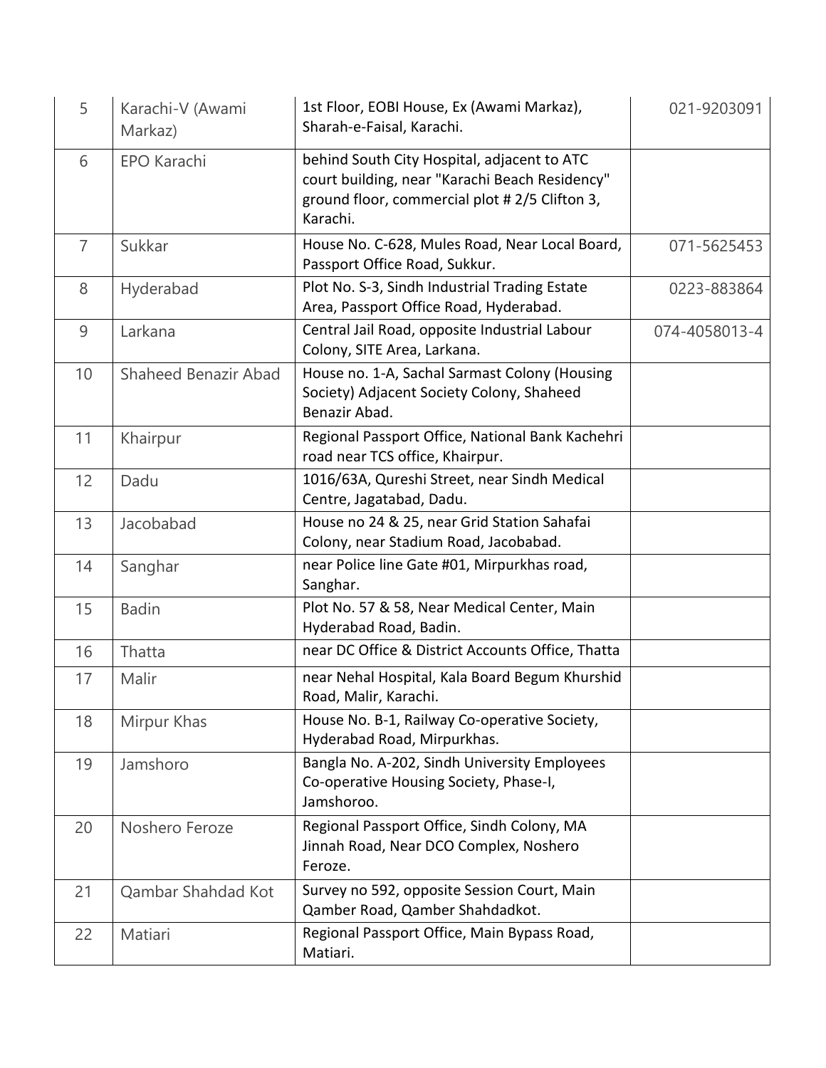| 5 | Karachi-V (Awami Markaz) | 1st Floor, EOBI House, Ex (Awami Markaz), Sharah-e-Faisal, Karachi. | 021-9203091 |
|---|---|---|---|
| 6 | EPO Karachi | behind South City Hospital, adjacent to ATC court building, near "Karachi Beach Residency" ground floor, commercial plot # 2/5 Clifton 3, Karachi. | |
| 7 | Sukkar | House No. C-628, Mules Road, Near Local Board, Passport Office Road, Sukkur. | 071-5625453 |
| 8 | Hyderabad | Plot No. S-3, Sindh Industrial Trading Estate Area, Passport Office Road, Hyderabad. | 0223-883864 |
| 9 | Larkana | Central Jail Road, opposite Industrial Labour Colony, SITE Area, Larkana. | 074-4058013-4 |
| 10 | Shaheed Benazir Abad | House no. 1-A, Sachal Sarmast Colony (Housing Society) Adjacent Society Colony, Shaheed Benazir Abad. | |
| 11 | Khairpur | Regional Passport Office, National Bank Kachehri road near TCS office, Khairpur. | |
| 12 | Dadu | 1016/63A, Qureshi Street, near Sindh Medical Centre, Jagatabad, Dadu. | |
| 13 | Jacobabad | House no 24 & 25, near Grid Station Sahafai Colony, near Stadium Road, Jacobabad. | |
| 14 | Sanghar | near Police line Gate #01, Mirpurkhas road, Sanghar. | |
| 15 | Badin | Plot No. 57 & 58, Near Medical Center, Main Hyderabad Road, Badin. | |
| 16 | Thatta | near DC Office & District Accounts Office, Thatta | |
| 17 | Malir | near Nehal Hospital, Kala Board Begum Khurshid Road, Malir, Karachi. | |
| 18 | Mirpur Khas | House No. B-1, Railway Co-operative Society, Hyderabad Road, Mirpurkhas. | |
| 19 | Jamshoro | Bangla No. A-202, Sindh University Employees Co-operative Housing Society, Phase-I, Jamshoroo. | |
| 20 | Noshero Feroze | Regional Passport Office, Sindh Colony, MA Jinnah Road, Near DCO Complex, Noshero Feroze. | |
| 21 | Qambar Shahdad Kot | Survey no 592, opposite Session Court, Main Qamber Road, Qamber Shahdadkot. | |
| 22 | Matiari | Regional Passport Office, Main Bypass Road, Matiari. | |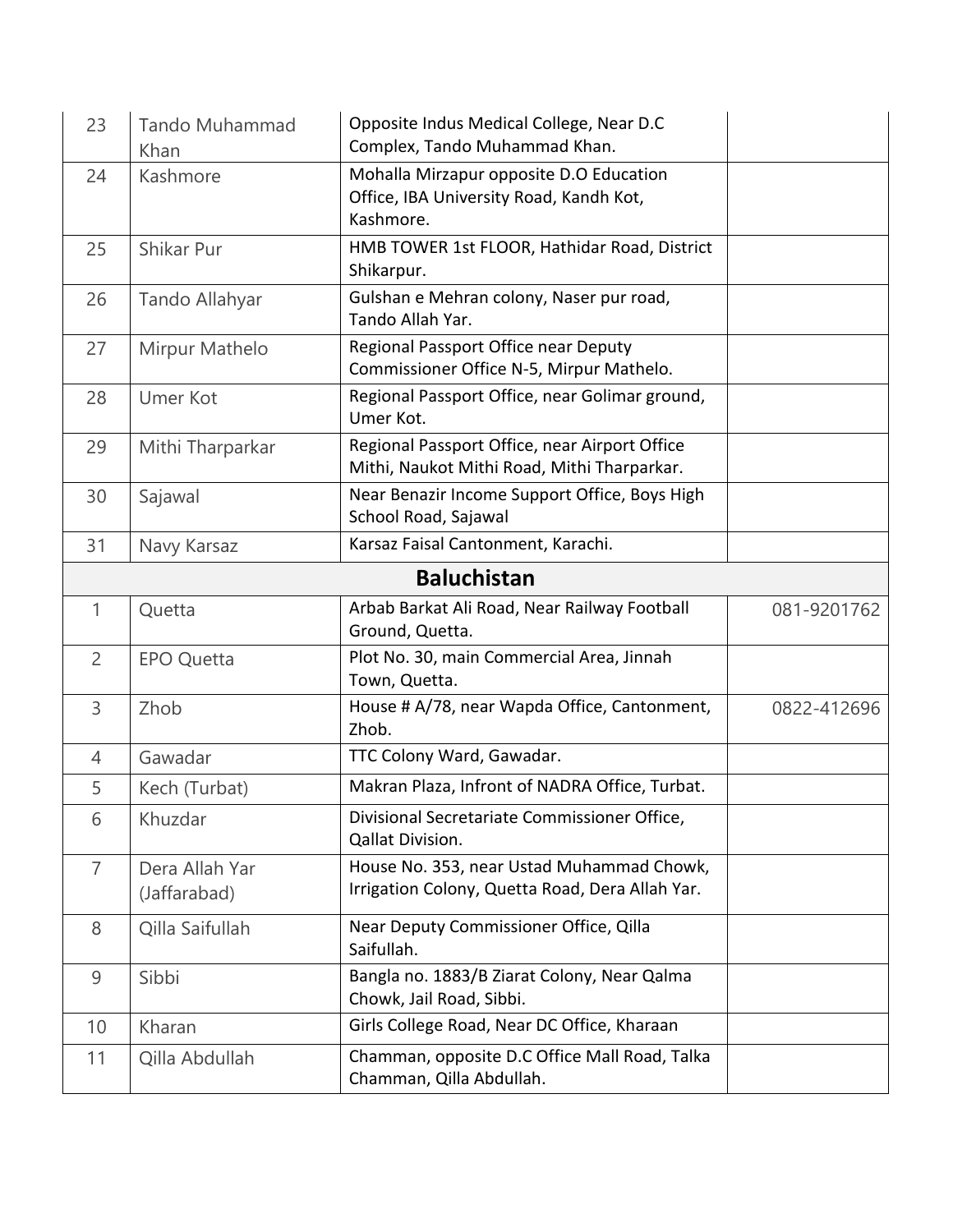| | | | |
|---|---|---|---|
| 23 | Tando Muhammad Khan | Opposite Indus Medical College, Near D.C Complex, Tando Muhammad Khan. | |
| 24 | Kashmore | Mohalla Mirzapur opposite D.O Education Office, IBA University Road, Kandh Kot, Kashmore. | |
| 25 | Shikar Pur | HMB TOWER 1st FLOOR, Hathidar Road, District Shikarpur. | |
| 26 | Tando Allahyar | Gulshan e Mehran colony, Naser pur road, Tando Allah Yar. | |
| 27 | Mirpur Mathelo | Regional Passport Office near Deputy Commissioner Office N-5, Mirpur Mathelo. | |
| 28 | Umer Kot | Regional Passport Office, near Golimar ground, Umer Kot. | |
| 29 | Mithi Tharparkar | Regional Passport Office, near Airport Office Mithi, Naukot Mithi Road, Mithi Tharparkar. | |
| 30 | Sajawal | Near Benazir Income Support Office, Boys High School Road, Sajawal | |
| 31 | Navy Karsaz | Karsaz Faisal Cantonment, Karachi. | |
| | | **Baluchistan** | |
| 1 | Quetta | Arbab Barkat Ali Road, Near Railway Football Ground, Quetta. | 081-9201762 |
| 2 | EPO Quetta | Plot No. 30, main Commercial Area, Jinnah Town, Quetta. | |
| 3 | Zhob | House # A/78, near Wapda Office, Cantonment, Zhob. | 0822-412696 |
| 4 | Gawadar | TTC Colony Ward, Gawadar. | |
| 5 | Kech (Turbat) | Makran Plaza, Infront of NADRA Office, Turbat. | |
| 6 | Khuzdar | Divisional Secretariate Commissioner Office, Qallat Division. | |
| 7 | Dera Allah Yar (Jaffarabad) | House No. 353, near Ustad Muhammad Chowk, Irrigation Colony, Quetta Road, Dera Allah Yar. | |
| 8 | Qilla Saifullah | Near Deputy Commissioner Office, Qilla Saifullah. | |
| 9 | Sibbi | Bangla no. 1883/B Ziarat Colony, Near Qalma Chowk, Jail Road, Sibbi. | |
| 10 | Kharan | Girls College Road, Near DC Office, Kharaan | |
| 11 | Qilla Abdullah | Chamman, opposite D.C Office Mall Road, Talka Chamman, Qilla Abdullah. | |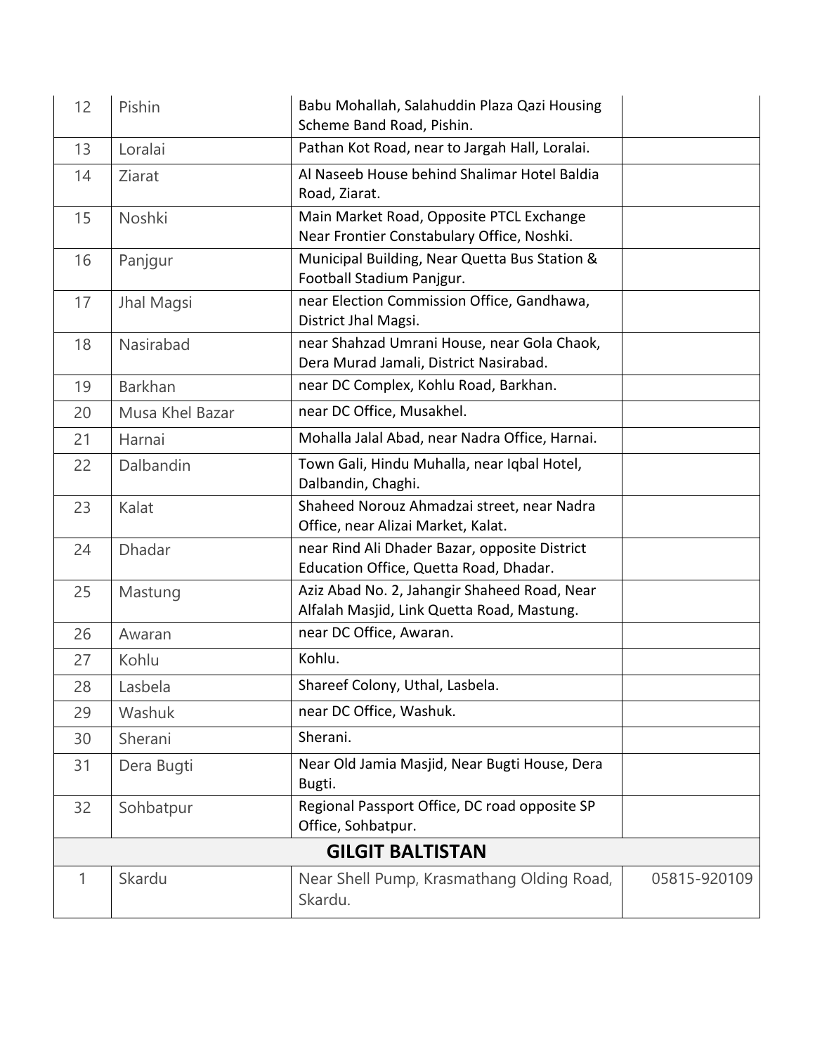| | | | |
|---|---|---|---|
| 12 | Pishin | Babu Mohallah, Salahuddin Plaza Qazi Housing Scheme Band Road, Pishin. | |
| 13 | Loralai | Pathan Kot Road, near to Jargah Hall, Loralai. | |
| 14 | Ziarat | Al Naseeb House behind Shalimar Hotel Baldia Road, Ziarat. | |
| 15 | Noshki | Main Market Road, Opposite PTCL Exchange Near Frontier Constabulary Office, Noshki. | |
| 16 | Panjgur | Municipal Building, Near Quetta Bus Station & Football Stadium Panjgur. | |
| 17 | Jhal Magsi | near Election Commission Office, Gandhawa, District Jhal Magsi. | |
| 18 | Nasirabad | near Shahzad Umrani House, near Gola Chaok, Dera Murad Jamali, District Nasirabad. | |
| 19 | Barkhan | near DC Complex, Kohlu Road, Barkhan. | |
| 20 | Musa Khel Bazar | near DC Office, Musakhel. | |
| 21 | Harnai | Mohalla Jalal Abad, near Nadra Office, Harnai. | |
| 22 | Dalbandin | Town Gali, Hindu Muhalla, near Iqbal Hotel, Dalbandin, Chaghi. | |
| 23 | Kalat | Shaheed Norouz Ahmadzai street, near Nadra Office, near Alizai Market, Kalat. | |
| 24 | Dhadar | near Rind Ali Dhader Bazar, opposite District Education Office, Quetta Road, Dhadar. | |
| 25 | Mastung | Aziz Abad No. 2, Jahangir Shaheed Road, Near Alfalah Masjid, Link Quetta Road, Mastung. | |
| 26 | Awaran | near DC Office, Awaran. | |
| 27 | Kohlu | Kohlu. | |
| 28 | Lasbela | Shareef Colony, Uthal, Lasbela. | |
| 29 | Washuk | near DC Office, Washuk. | |
| 30 | Sherani | Sherani. | |
| 31 | Dera Bugti | Near Old Jamia Masjid, Near Bugti House, Dera Bugti. | |
| 32 | Sohbatpur | Regional Passport Office, DC road opposite SP Office, Sohbatpur. | |
| **GILGIT BALTISTAN** | | | |
| 1 | Skardu | Near Shell Pump, Krasmathang Olding Road, Skardu. | 05815-920109 |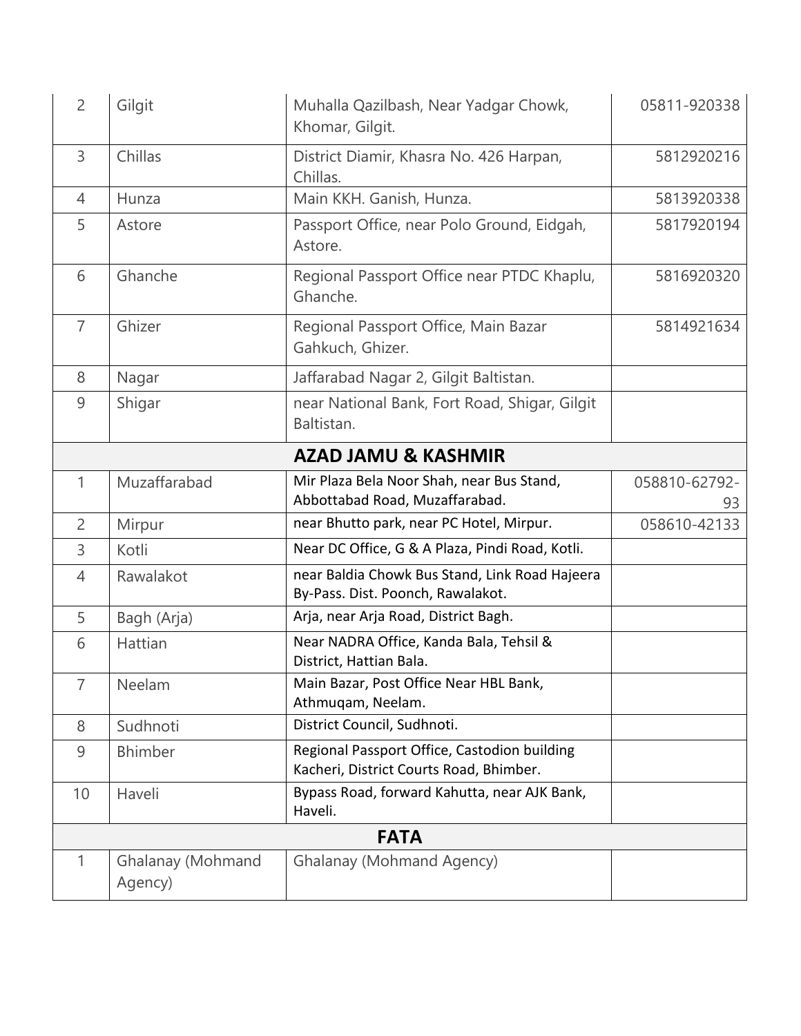| | | | |
|---|---|---|---|
| 2 | Gilgit | Muhalla Qazilbash, Near Yadgar Chowk, Khomar, Gilgit. | 05811-920338 |
| 3 | Chillas | District Diamir, Khasra No. 426 Harpan, Chillas. | 5812920216 |
| 4 | Hunza | Main KKH. Ganish, Hunza. | 5813920338 |
| 5 | Astore | Passport Office, near Polo Ground, Eidgah, Astore. | 5817920194 |
| 6 | Ghanche | Regional Passport Office near PTDC Khaplu, Ghanche. | 5816920320 |
| 7 | Ghizer | Regional Passport Office, Main Bazar Gahkuch, Ghizer. | 5814921634 |
| 8 | Nagar | Jaffarabad Nagar 2, Gilgit Baltistan. | |
| 9 | Shigar | near National Bank, Fort Road, Shigar, Gilgit Baltistan. | |
| | | **AZAD JAMU & KASHMIR** | |
| 1 | Muzaffarabad | Mir Plaza Bela Noor Shah, near Bus Stand, Abbottabad Road, Muzaffarabad. | 058810-62792-93 |
| 2 | Mirpur | near Bhutto park, near PC Hotel, Mirpur. | 058610-42133 |
| 3 | Kotli | Near DC Office, G & A Plaza, Pindi Road, Kotli. | |
| 4 | Rawalakot | near Baldia Chowk Bus Stand, Link Road Hajeera By-Pass. Dist. Poonch, Rawalakot. | |
| 5 | Bagh (Arja) | Arja, near Arja Road, District Bagh. | |
| 6 | Hattian | Near NADRA Office, Kanda Bala, Tehsil & District, Hattian Bala. | |
| 7 | Neelam | Main Bazar, Post Office Near HBL Bank, Athmuqam, Neelam. | |
| 8 | Sudhnoti | District Council, Sudhnoti. | |
| 9 | Bhimber | Regional Passport Office, Castodion building Kacheri, District Courts Road, Bhimber. | |
| 10 | Haveli | Bypass Road, forward Kahutta, near AJK Bank, Haveli. | |
| | | **FATA** | |
| 1 | Ghalanay (Mohmand Agency) | Ghalanay (Mohmand Agency) | |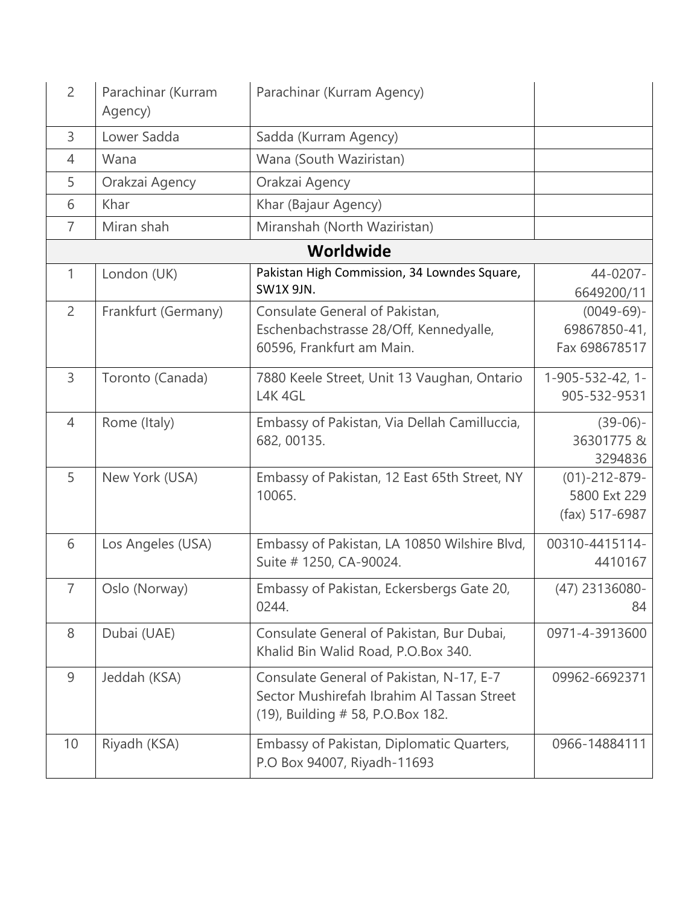| 2 | Parachinar (Kurram Agency) | Parachinar (Kurram Agency) | |
|---|---|---|---|
| 3 | Lower Sadda | Sadda (Kurram Agency) | |
| 4 | Wana | Wana (South Waziristan) | |
| 5 | Orakzai Agency | Orakzai Agency | |
| 6 | Khar | Khar (Bajaur Agency) | |
| 7 | Miran shah | Miranshah (North Waziristan) | |
| **Worldwide** | | | |
| 1 | London (UK) | Pakistan High Commission, 34 Lowndes Square, SW1X 9JN. | 44-0207-6649200/11 |
| 2 | Frankfurt (Germany) | Consulate General of Pakistan, Eschenbachstrasse 28/Off, Kennedyalle, 60596, Frankfurt am Main. | (0049-69)-69867850-41, Fax 698678517 |
| 3 | Toronto (Canada) | 7880 Keele Street, Unit 13 Vaughan, Ontario L4K 4GL | 1-905-532-42, 1-905-532-9531 |
| 4 | Rome (Italy) | Embassy of Pakistan, Via Dellah Camilluccia, 682, 00135. | (39-06)-36301775 & 3294836 |
| 5 | New York (USA) | Embassy of Pakistan, 12 East 65th Street, NY 10065. | (01)-212-879-5800 Ext 229 (fax) 517-6987 |
| 6 | Los Angeles (USA) | Embassy of Pakistan, LA 10850 Wilshire Blvd, Suite # 1250, CA-90024. | 00310-4415114-4410167 |
| 7 | Oslo (Norway) | Embassy of Pakistan, Eckersbergs Gate 20, 0244. | (47) 23136080-84 |
| 8 | Dubai (UAE) | Consulate General of Pakistan, Bur Dubai, Khalid Bin Walid Road, P.O.Box 340. | 0971-4-3913600 |
| 9 | Jeddah (KSA) | Consulate General of Pakistan, N-17, E-7 Sector Mushirefah Ibrahim Al Tassan Street (19), Building # 58, P.O.Box 182. | 09962-6692371 |
| 10 | Riyadh (KSA) | Embassy of Pakistan, Diplomatic Quarters, P.O Box 94007, Riyadh-11693 | 0966-14884111 |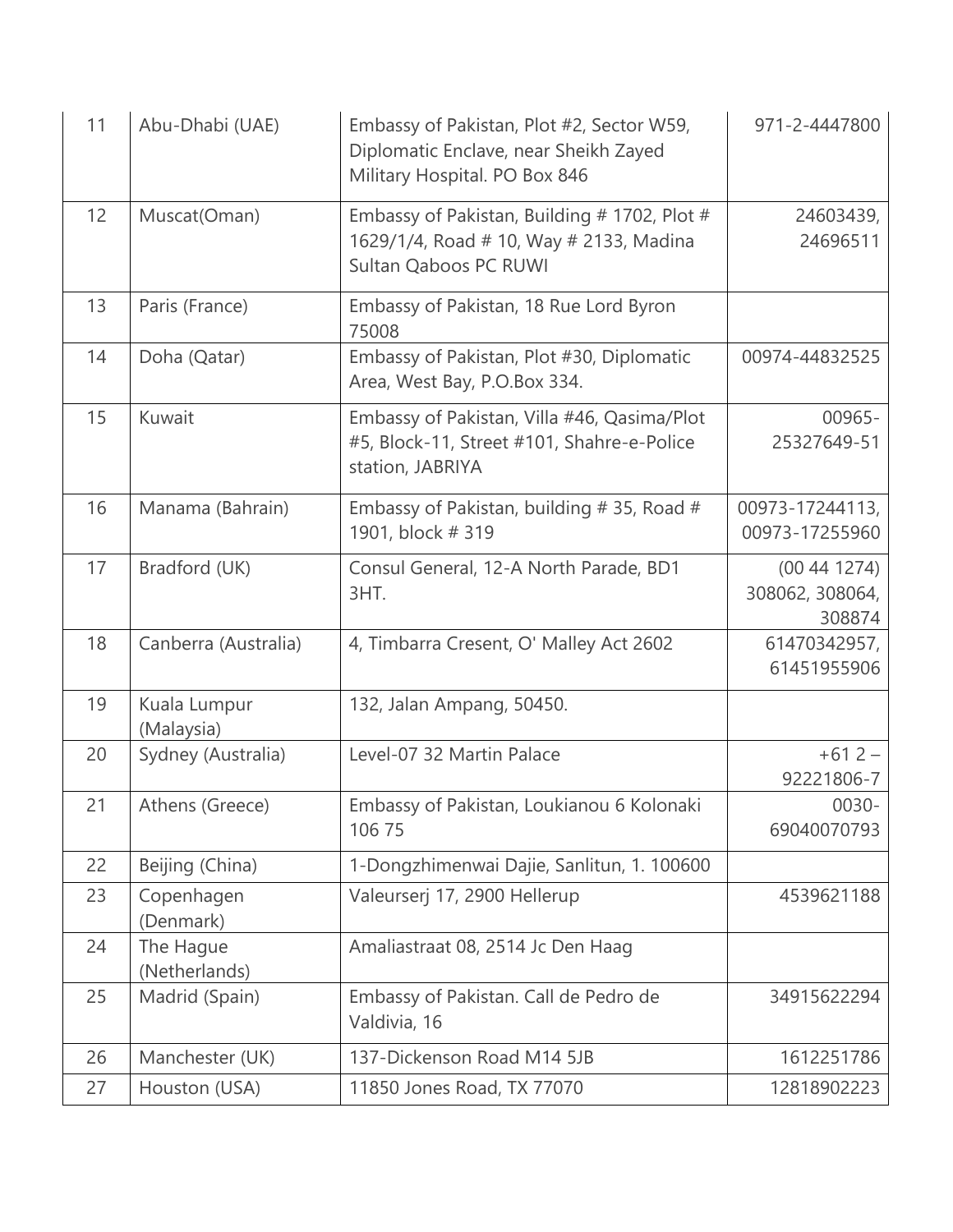| 11 | Abu-Dhabi (UAE) | Embassy of Pakistan, Plot #2, Sector W59, Diplomatic Enclave, near Sheikh Zayed Military Hospital. PO Box 846 | 971-2-4447800 |
|---|---|---|---|
| 12 | Muscat(Oman) | Embassy of Pakistan, Building # 1702, Plot # 1629/1/4, Road # 10, Way # 2133, Madina Sultan Qaboos PC RUWI | 24603439, 24696511 |
| 13 | Paris (France) | Embassy of Pakistan, 18 Rue Lord Byron 75008 | |
| 14 | Doha (Qatar) | Embassy of Pakistan, Plot #30, Diplomatic Area, West Bay, P.O.Box 334. | 00974-44832525 |
| 15 | Kuwait | Embassy of Pakistan, Villa #46, Qasima/Plot #5, Block-11, Street #101, Shahre-e-Police station, JABRIYA | 00965-25327649-51 |
| 16 | Manama (Bahrain) | Embassy of Pakistan, building # 35, Road # 1901, block # 319 | 00973-17244113, 00973-17255960 |
| 17 | Bradford (UK) | Consul General, 12-A North Parade, BD1 3HT. | (00 44 1274) 308062, 308064, 308874 |
| 18 | Canberra (Australia) | 4, Timbarra Cresent, O' Malley Act 2602 | 61470342957, 61451955906 |
| 19 | Kuala Lumpur (Malaysia) | 132, Jalan Ampang, 50450. | |
| 20 | Sydney (Australia) | Level-07 32 Martin Palace | +61 2 – 92221806-7 |
| 21 | Athens (Greece) | Embassy of Pakistan, Loukianou 6 Kolonaki 106 75 | 0030-69040070793 |
| 22 | Beijing (China) | 1-Dongzhimenwai Dajie, Sanlitun, 1. 100600 | |
| 23 | Copenhagen (Denmark) | Valeurserj 17, 2900 Hellerup | 4539621188 |
| 24 | The Hague (Netherlands) | Amaliastraat 08, 2514 Jc Den Haag | |
| 25 | Madrid (Spain) | Embassy of Pakistan. Call de Pedro de Valdivia, 16 | 34915622294 |
| 26 | Manchester (UK) | 137-Dickenson Road M14 5JB | 1612251786 |
| 27 | Houston (USA) | 11850 Jones Road, TX 77070 | 12818902223 |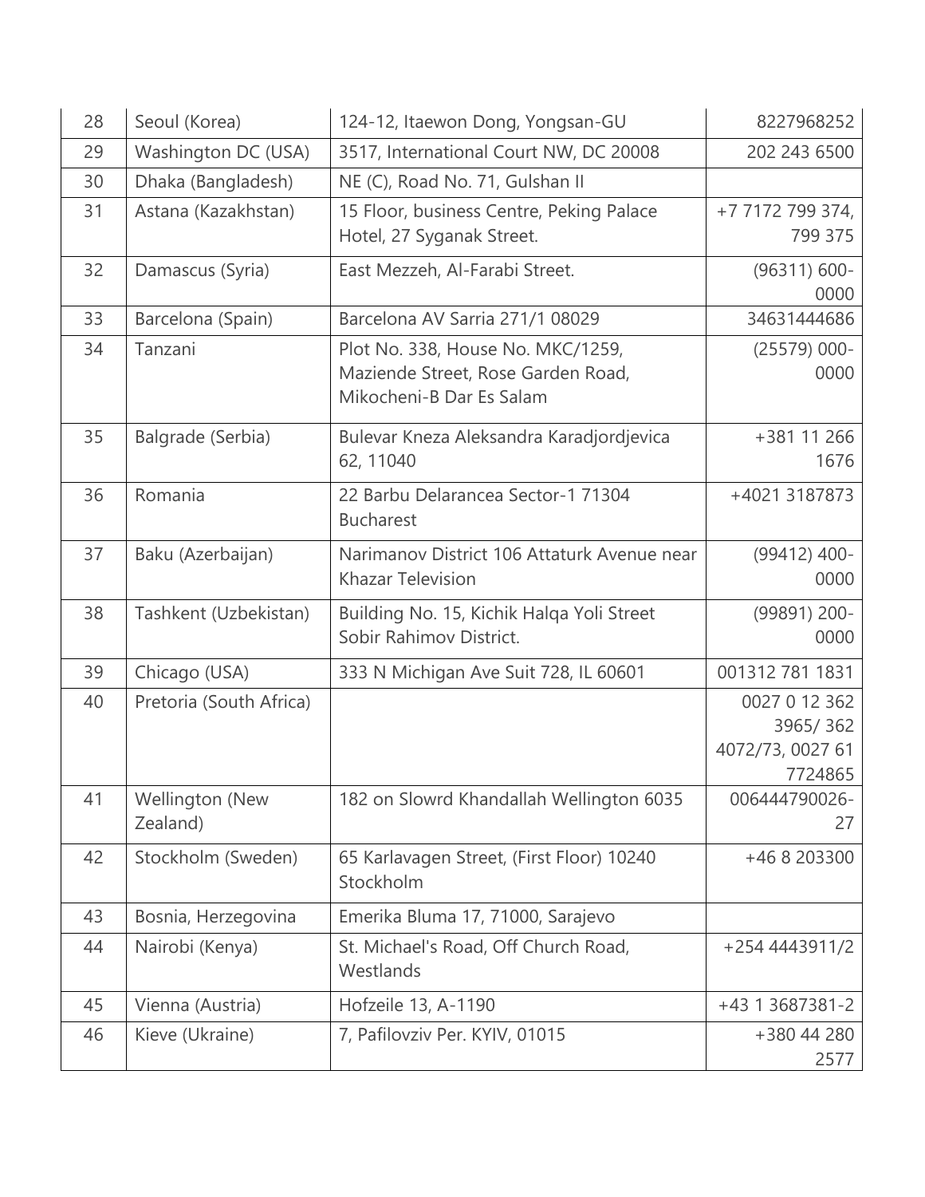| 28 | Seoul (Korea) | 124-12, Itaewon Dong, Yongsan-GU | 8227968252 |
|---|---|---|---|
| 29 | Washington DC (USA) | 3517, International Court NW, DC 20008 | 202 243 6500 |
| 30 | Dhaka (Bangladesh) | NE (C), Road No. 71, Gulshan II | |
| 31 | Astana (Kazakhstan) | 15 Floor, business Centre, Peking Palace Hotel, 27 Syganak Street. | +7 7172 799 374, 799 375 |
| 32 | Damascus (Syria) | East Mezzeh, Al-Farabi Street. | (96311) 600-0000 |
| 33 | Barcelona (Spain) | Barcelona AV Sarria 271/1 08029 | 34631444686 |
| 34 | Tanzani | Plot No. 338, House No. MKC/1259, Maziende Street, Rose Garden Road, Mikocheni-B Dar Es Salam | (25579) 000-0000 |
| 35 | Balgrade (Serbia) | Bulevar Kneza Aleksandra Karadjordjevica 62, 11040 | +381 11 266 1676 |
| 36 | Romania | 22 Barbu Delarancea Sector-1 71304 Bucharest | +4021 3187873 |
| 37 | Baku (Azerbaijan) | Narimanov District 106 Attaturk Avenue near Khazar Television | (99412) 400-0000 |
| 38 | Tashkent (Uzbekistan) | Building No. 15, Kichik Halqa Yoli Street Sobir Rahimov District. | (99891) 200-0000 |
| 39 | Chicago (USA) | 333 N Michigan Ave Suit 728, IL 60601 | 001312 781 1831 |
| 40 | Pretoria (South Africa) | | 0027 0 12 362 3965/ 362 4072/73, 0027 61 7724865 |
| 41 | Wellington (New Zealand) | 182 on Slowrd Khandallah Wellington 6035 | 006444790026-27 |
| 42 | Stockholm (Sweden) | 65 Karlavagen Street, (First Floor) 10240 Stockholm | +46 8 203300 |
| 43 | Bosnia, Herzegovina | Emerika Bluma 17, 71000, Sarajevo | |
| 44 | Nairobi (Kenya) | St. Michael's Road, Off Church Road, Westlands | +254 4443911/2 |
| 45 | Vienna (Austria) | Hofzeile 13, A-1190 | +43 1 3687381-2 |
| 46 | Kieve (Ukraine) | 7, Pafilovziv Per. KYIV, 01015 | +380 44 280 2577 |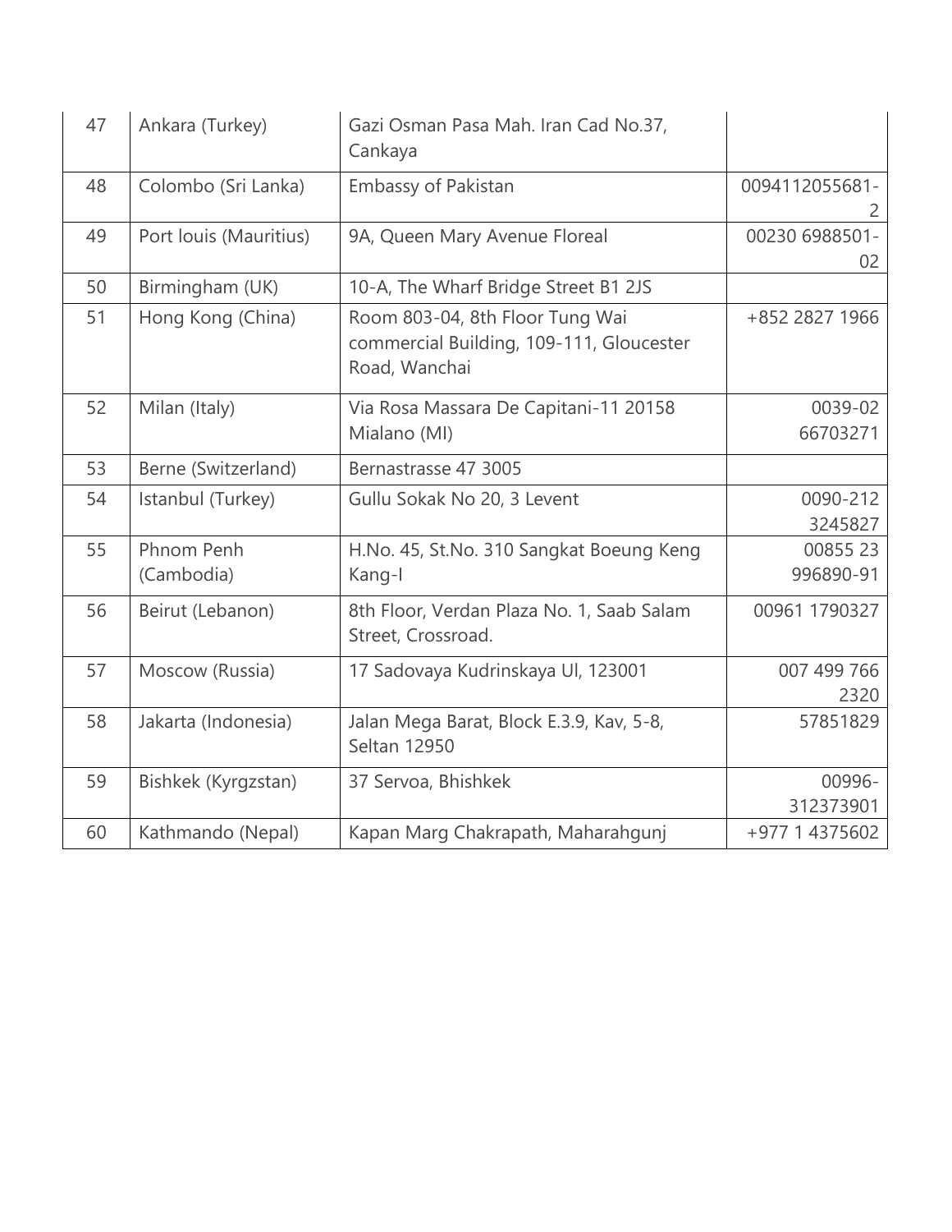| | | | |
|---|---|---|---|
| 47 | Ankara (Turkey) | Gazi Osman Pasa Mah. Iran Cad No.37, Cankaya | |
| 48 | Colombo (Sri Lanka) | Embassy of Pakistan | 0094112055681-2 |
| 49 | Port louis (Mauritius) | 9A, Queen Mary Avenue Floreal | 00230 6988501-02 |
| 50 | Birmingham (UK) | 10-A, The Wharf Bridge Street B1 2JS | |
| 51 | Hong Kong (China) | Room 803-04, 8th Floor Tung Wai commercial Building, 109-111, Gloucester Road, Wanchai | +852 2827 1966 |
| 52 | Milan (Italy) | Via Rosa Massara De Capitani-11 20158 Mialano (MI) | 0039-02 66703271 |
| 53 | Berne (Switzerland) | Bernastrasse 47 3005 | |
| 54 | Istanbul (Turkey) | Gullu Sokak No 20, 3 Levent | 0090-212 3245827 |
| 55 | Phnom Penh (Cambodia) | H.No. 45, St.No. 310 Sangkat Boeung Keng Kang-I | 00855 23 996890-91 |
| 56 | Beirut (Lebanon) | 8th Floor, Verdan Plaza No. 1, Saab Salam Street, Crossroad. | 00961 1790327 |
| 57 | Moscow (Russia) | 17 Sadovaya Kudrinskaya Ul, 123001 | 007 499 766 2320 |
| 58 | Jakarta (Indonesia) | Jalan Mega Barat, Block E.3.9, Kav, 5-8, Seltan 12950 | 57851829 |
| 59 | Bishkek (Kyrgzstan) | 37 Servoa, Bhishkek | 00996-312373901 |
| 60 | Kathmando (Nepal) | Kapan Marg Chakrapath, Maharahgunj | +977 1 4375602 |